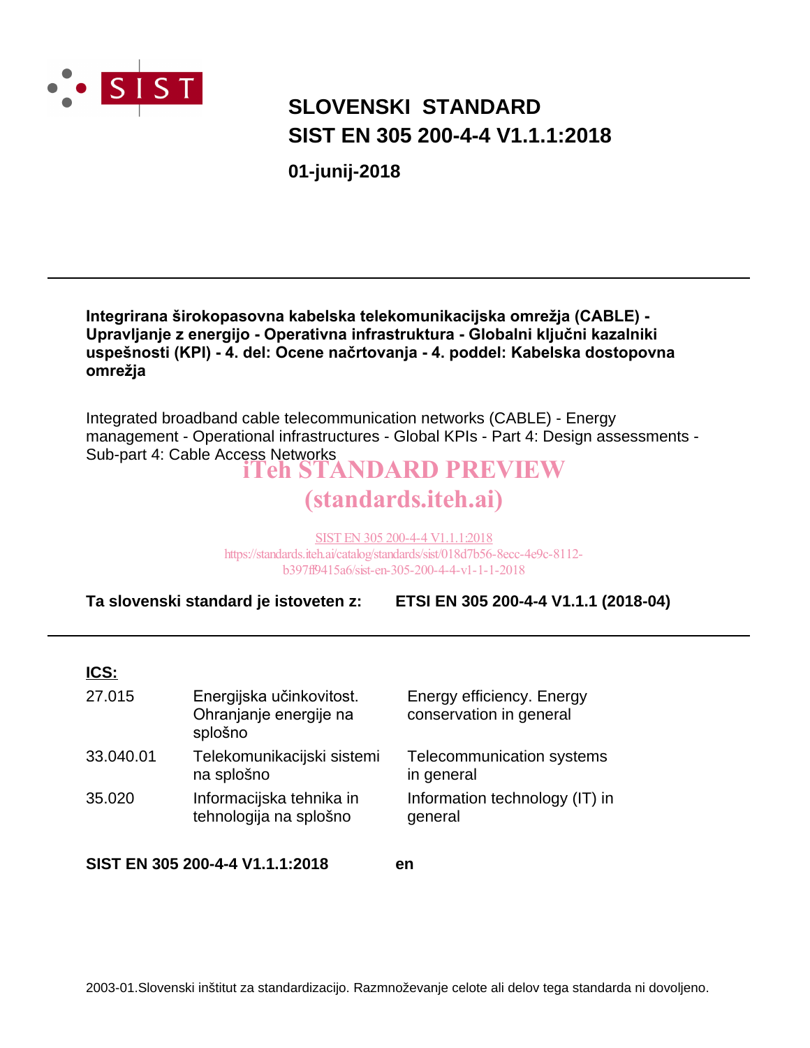# SLOVENSKI STANDARD
# SIST EN 305 200-4-4 V1.1.1:2018

**01-junij-2018**

---

**Integrirana širokopasovna kabelska telekomunikacijska omrežja (CABLE) - Upravljanje z energijo - Operativna infrastruktura - Globalni ključni kazalniki uspešnosti (KPI) - 4. del: Ocene načrtovanja - 4. poddel: Kabelska dostopovna omrežja**

Integrated broadband cable telecommunication networks (CABLE) - Energy management - Operational infrastructures - Global KPIs - Part 4: Design assessments - Sub-part 4: Cable Access Networks

iTeh STANDARD PREVIEW
(standards.iteh.ai)

SIST EN 305 200-4-4 V1.1.1:2018
https://standards.iteh.ai/catalog/standards/sist/018d7b56-8ecc-4e9c-8112-b397ff9415a6/sist-en-305-200-4-4-v1-1-1-2018

**Ta slovenski standard je istoveten z:** **ETSI EN 305 200-4-4 V1.1.1 (2018-04)**

---

**ICS:**

| | | |
|---|---|---|
| 27.015 | Energijska učinkovitost. Ohranjanje energije na splošno | Energy efficiency. Energy conservation in general |
| 33.040.01 | Telekomunikacijski sistemi na splošno | Telecommunication systems in general |
| 35.020 | Informacijska tehnika in tehnologija na splošno | Information technology (IT) in general |

**SIST EN 305 200-4-4 V1.1.1:2018** **en**

2003-01.Slovenski inštitut za standardizacijo. Razmnoževanje celote ali delov tega standarda ni dovoljeno.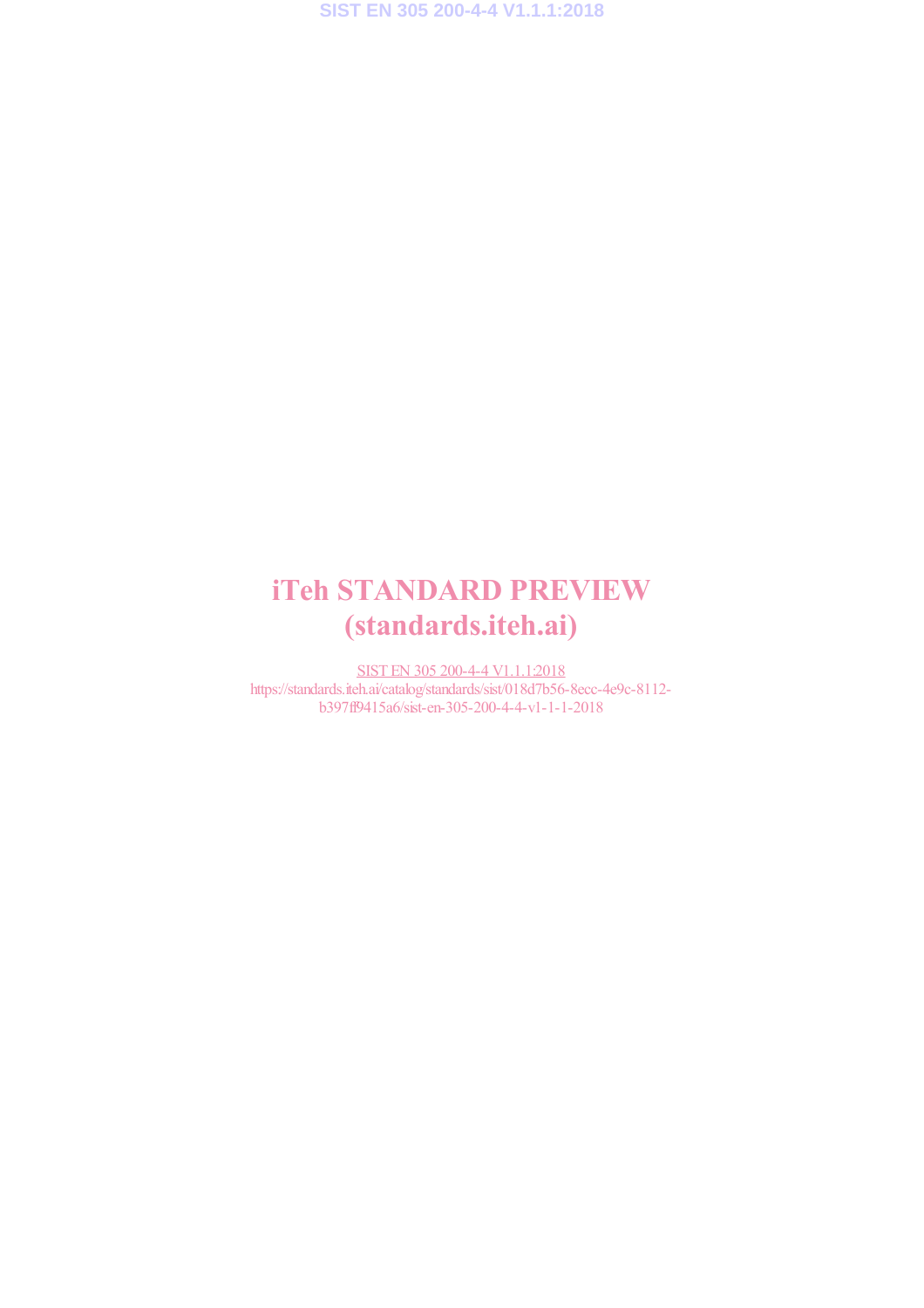# iTeh STANDARD PREVIEW
# (standards.iteh.ai)

SIST EN 305 200-4-4 V1.1.1:2018
https://standards.iteh.ai/catalog/standards/sist/018d7b56-8ecc-4e9c-8112-b397ff9415a6/sist-en-305-200-4-4-v1-1-1-2018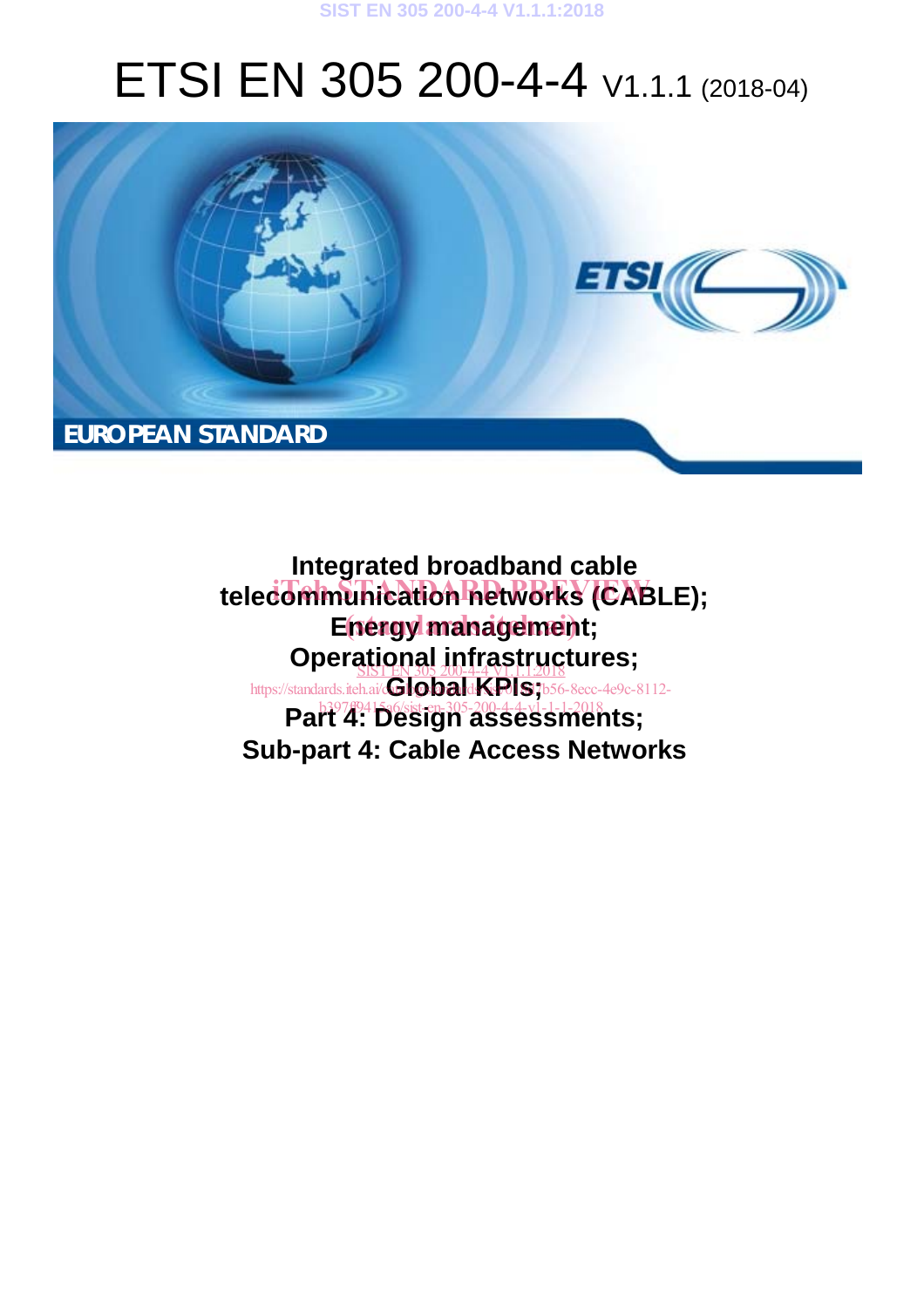# ETSI EN 305 200-4-4 V1.1.1 (2018-04)

EUROPEAN STANDARD

**Integrated broadband cable telecommunication networks (CABLE);**
**Energy management;**
**Operational infrastructures;**
**Global KPIs;**
**Part 4: Design assessments;**
**Sub-part 4: Cable Access Networks**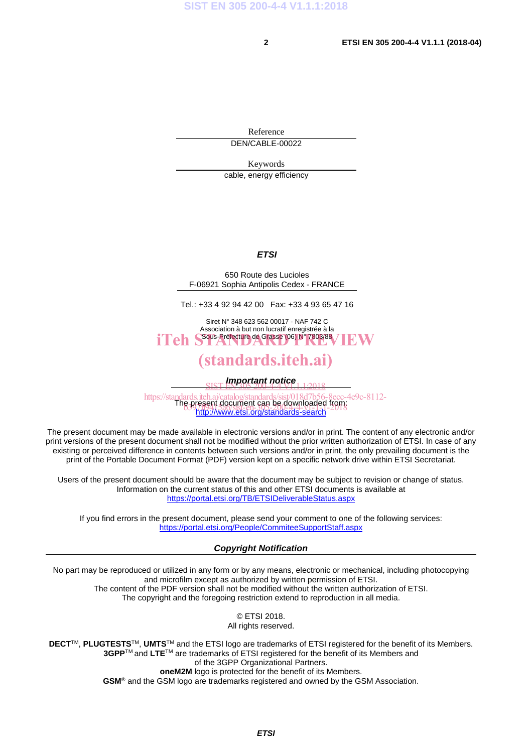Reference

DEN/CABLE-00022

Keywords

cable, energy efficiency

***ETSI***

650 Route des Lucioles
F-06921 Sophia Antipolis Cedex - FRANCE

Tel.: +33 4 92 94 42 00   Fax: +33 4 93 65 47 16

Siret N° 348 623 562 00017 - NAF 742 C
Association à but non lucratif enregistrée à la
Sous-Préfecture de Grasse (06) N° 7803/88

***Important notice***

The present document can be downloaded from:
http://www.etsi.org/standards-search

The present document may be made available in electronic versions and/or in print. The content of any electronic and/or print versions of the present document shall not be modified without the prior written authorization of ETSI. In case of any existing or perceived difference in contents between such versions and/or in print, the only prevailing document is the print of the Portable Document Format (PDF) version kept on a specific network drive within ETSI Secretariat.

Users of the present document should be aware that the document may be subject to revision or change of status. Information on the current status of this and other ETSI documents is available at
https://portal.etsi.org/TB/ETSIDeliverableStatus.aspx

If you find errors in the present document, please send your comment to one of the following services:
https://portal.etsi.org/People/CommiteeSupportStaff.aspx

***Copyright Notification***

No part may be reproduced or utilized in any form or by any means, electronic or mechanical, including photocopying and microfilm except as authorized by written permission of ETSI.
The content of the PDF version shall not be modified without the written authorization of ETSI.
The copyright and the foregoing restriction extend to reproduction in all media.

© ETSI 2018.
All rights reserved.

**DECT**™, **PLUGTESTS**™, **UMTS**™ and the ETSI logo are trademarks of ETSI registered for the benefit of its Members.
**3GPP**™ and **LTE**™ are trademarks of ETSI registered for the benefit of its Members and of the 3GPP Organizational Partners.
**oneM2M** logo is protected for the benefit of its Members.
**GSM**® and the GSM logo are trademarks registered and owned by the GSM Association.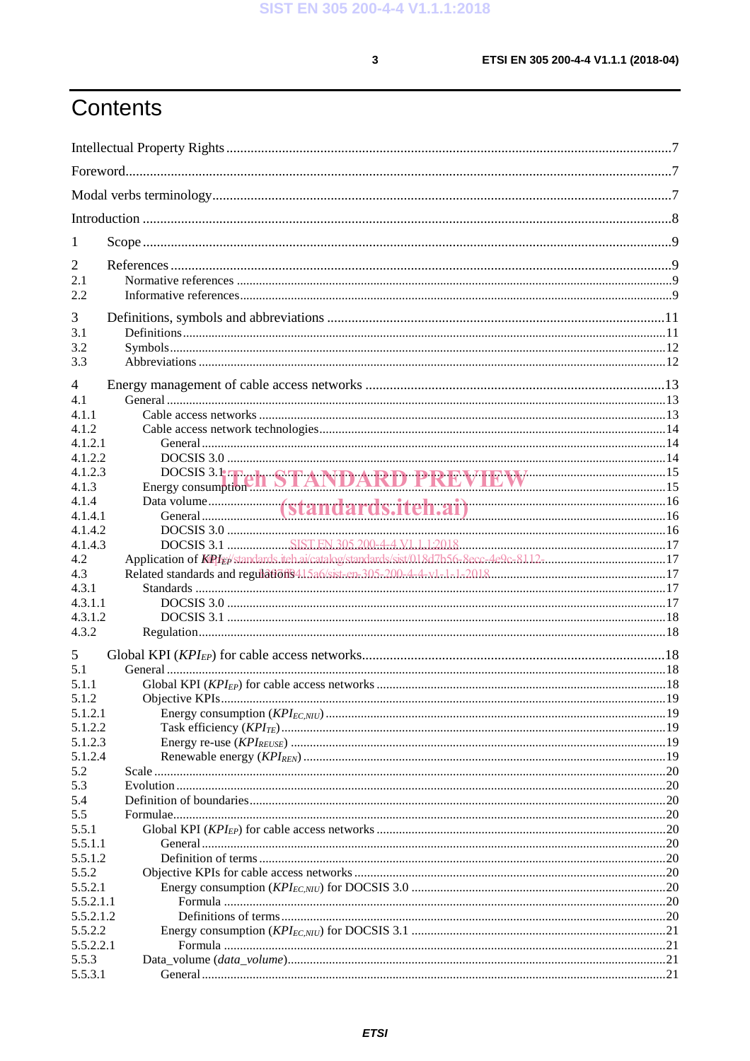# Contents

Intellectual Property Rights ....................................................................................................................7

Foreword.................................................................................................................................................7

Modal verbs terminology........................................................................................................................7

Introduction ............................................................................................................................................8

1 Scope ...................................................................................................................................................9

2 References ...........................................................................................................................................9
- 2.1 Normative references .....................................................................................................................9
- 2.2 Informative references....................................................................................................................9

3 Definitions, symbols and abbreviations ............................................................................................11
- 3.1 Definitions.....................................................................................................................................11
- 3.2 Symbols.........................................................................................................................................12
- 3.3 Abbreviations ................................................................................................................................12

4 Energy management of cable access networks .................................................................................13
- 4.1 General ..........................................................................................................................................13
- 4.1.1 Cable access networks ...............................................................................................................13
- 4.1.2 Cable access network technologies...........................................................................................14
- 4.1.2.1 General ....................................................................................................................................14
- 4.1.2.2 DOCSIS 3.0 ............................................................................................................................14
- 4.1.2.3 DOCSIS 3.1 ............................................................................................................................15
- 4.1.3 Energy consumption ..................................................................................................................15
- 4.1.4 Data volume...............................................................................................................................16
- 4.1.4.1 General ....................................................................................................................................16
- 4.1.4.2 DOCSIS 3.0 ............................................................................................................................16
- 4.1.4.3 DOCSIS 3.1 ............................................................................................................................17
- 4.2 Application of $KPI_{EP}$ ..............................................................................................................17
- 4.3 Related standards and regulations ................................................................................................17
- 4.3.1 Standards ...................................................................................................................................17
- 4.3.1.1 DOCSIS 3.0 ............................................................................................................................17
- 4.3.1.2 DOCSIS 3.1 ............................................................................................................................18
- 4.3.2 Regulation..................................................................................................................................18

5 Global KPI ($KPI_{EP}$) for cable access networks.............................................................................18
- 5.1 General ..........................................................................................................................................18
- 5.1.1 Global KPI ($KPI_{EP}$) for cable access networks ......................................................................18
- 5.1.2 Objective KPIs...........................................................................................................................19
- 5.1.2.1 Energy consumption ($KPI_{EC,NIU}$) ........................................................................................19
- 5.1.2.2 Task efficiency ($KPI_{TE}$) .........................................................................................................19
- 5.1.2.3 Energy re-use ($KPI_{REUSE}$) .....................................................................................................19
- 5.1.2.4 Renewable energy ($KPI_{REN}$) .................................................................................................19
- 5.2 Scale ..............................................................................................................................................20
- 5.3 Evolution .......................................................................................................................................20
- 5.4 Definition of boundaries................................................................................................................20
- 5.5 Formulae........................................................................................................................................20
- 5.5.1 Global KPI ($KPI_{EP}$) for cable access networks ......................................................................20
- 5.5.1.1 General ....................................................................................................................................20
- 5.5.1.2 Definition of terms ..................................................................................................................20
- 5.5.2 Objective KPIs for cable access networks .................................................................................20
- 5.5.2.1 Energy consumption ($KPI_{EC,NIU}$) for DOCSIS 3.0 ..............................................................20
- 5.5.2.1.1 Formula ................................................................................................................................20
- 5.5.2.1.2 Definitions of terms..............................................................................................................20
- 5.5.2.2 Energy consumption ($KPI_{EC,NIU}$) for DOCSIS 3.1 ..............................................................21
- 5.5.2.2.1 Formula ................................................................................................................................21
- 5.5.3 Data_volume (*data_volume*).....................................................................................................21
- 5.5.3.1 General ....................................................................................................................................21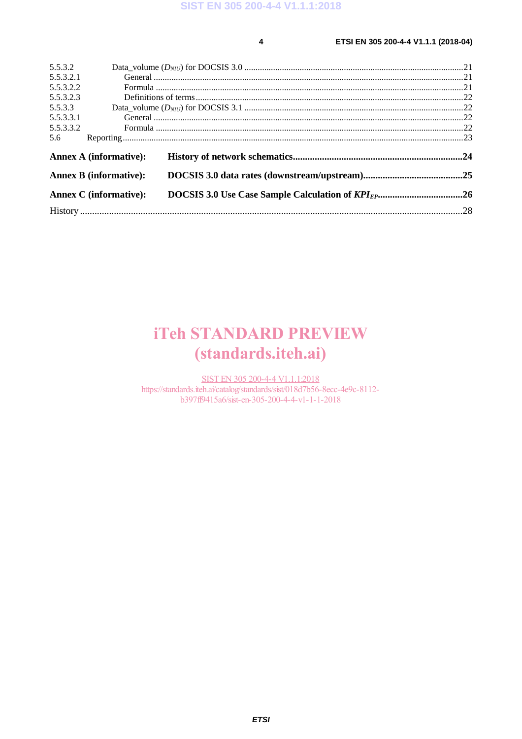5.5.3.2 Data_volume ($D_{NIU}$) for DOCSIS 3.0 ....21
5.5.3.2.1 General ....21
5.5.3.2.2 Formula ....21
5.5.3.2.3 Definitions of terms ....22
5.5.3.3 Data_volume ($D_{NIU}$) for DOCSIS 3.1 ....22
5.5.3.3.1 General ....22
5.5.3.3.2 Formula ....22
5.6 Reporting ....23

**Annex A (informative): History of network schematics....24**

**Annex B (informative): DOCSIS 3.0 data rates (downstream/upstream)....25**

**Annex C (informative): DOCSIS 3.0 Use Case Sample Calculation of $KPI_{EP}$....26**

History ....28

iTeh STANDARD PREVIEW
(standards.iteh.ai)

SIST EN 305 200-4-4 V1.1.1:2018
https://standards.iteh.ai/catalog/standards/sist/018d7b56-8ecc-4e9c-8112-b397ff9415a6/sist-en-305-200-4-4-v1-1-1-2018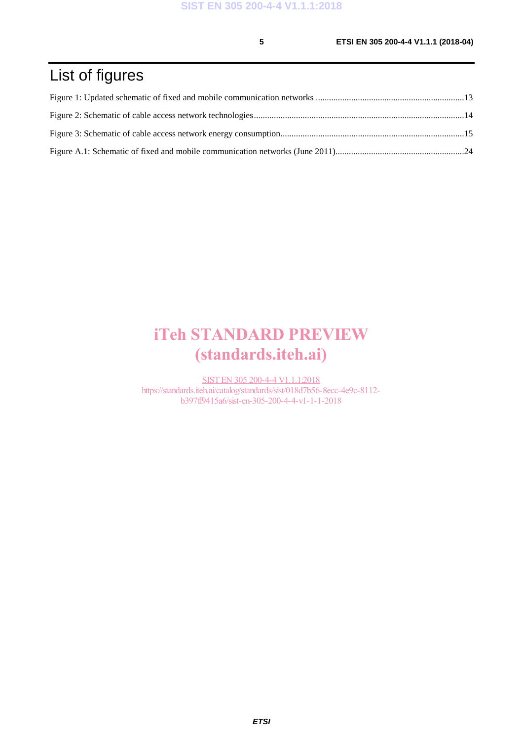# List of figures

Figure 1: Updated schematic of fixed and mobile communication networks ....................................................................13

Figure 2: Schematic of cable access network technologies...............................................................................................14

Figure 3: Schematic of cable access network energy consumption...................................................................................15

Figure A.1: Schematic of fixed and mobile communication networks (June 2011)..........................................................24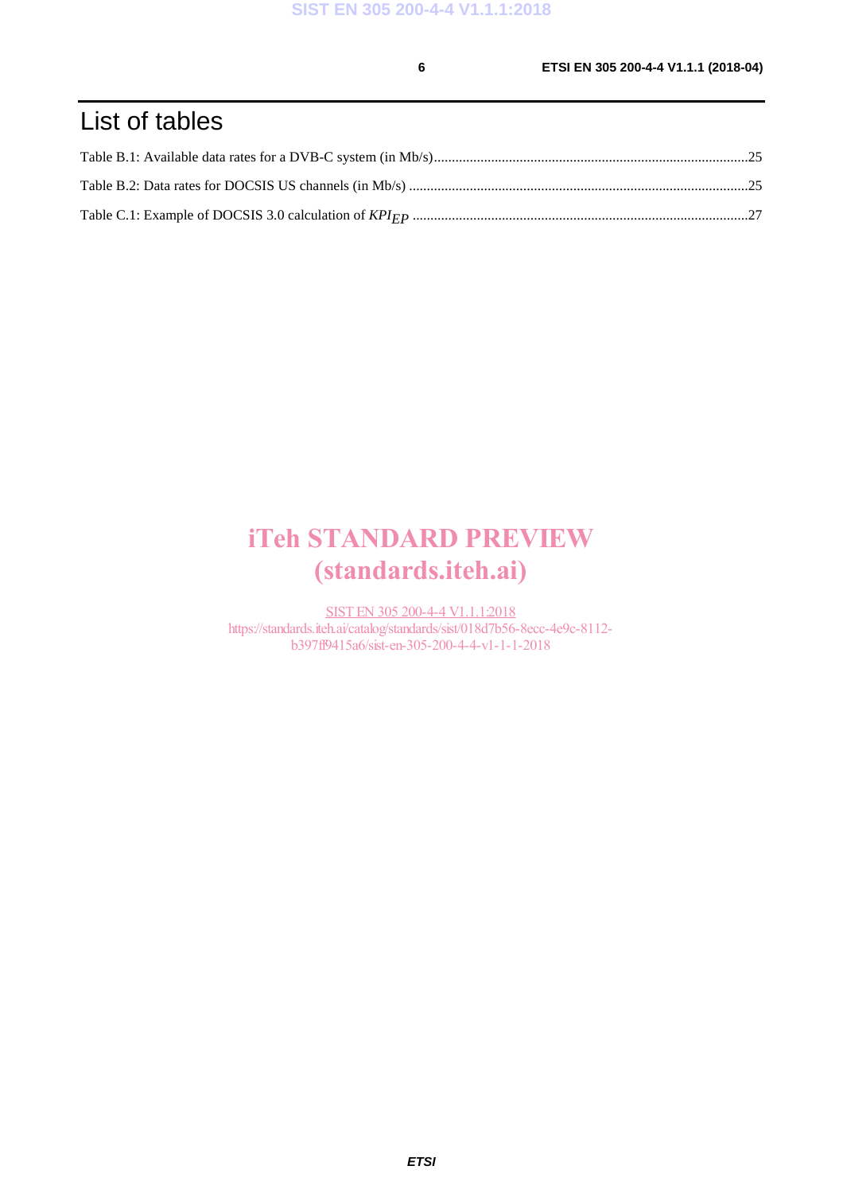# List of tables

Table B.1: Available data rates for a DVB-C system (in Mb/s) ........................................................................................25

Table B.2: Data rates for DOCSIS US channels (in Mb/s) ..............................................................................................25

Table C.1: Example of DOCSIS 3.0 calculation of $KPI_{EP}$ ..............................................................................................27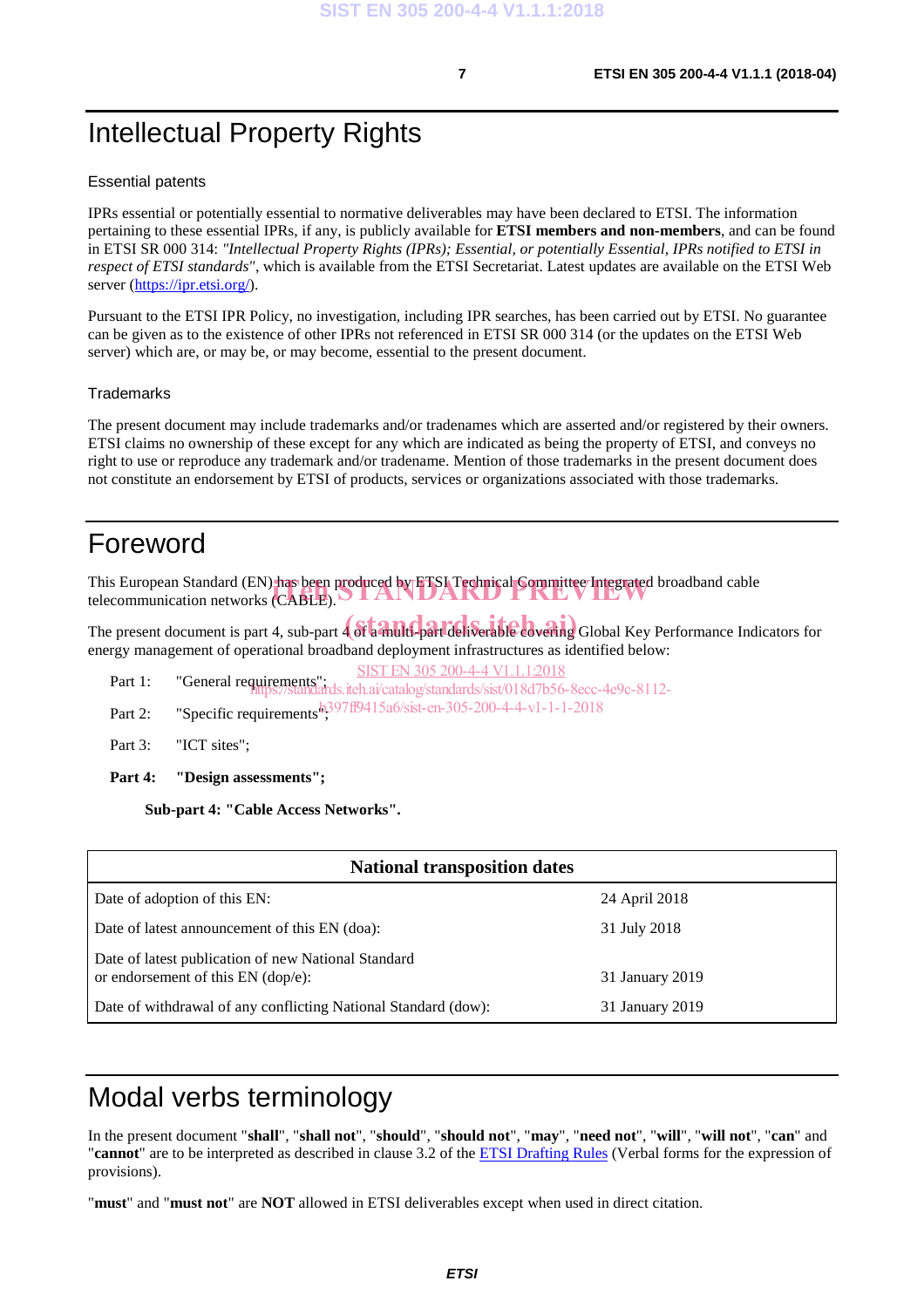# Intellectual Property Rights

## Essential patents

IPRs essential or potentially essential to normative deliverables may have been declared to ETSI. The information pertaining to these essential IPRs, if any, is publicly available for **ETSI members and non-members**, and can be found in ETSI SR 000 314: *"Intellectual Property Rights (IPRs); Essential, or potentially Essential, IPRs notified to ETSI in respect of ETSI standards"*, which is available from the ETSI Secretariat. Latest updates are available on the ETSI Web server (https://ipr.etsi.org/).

Pursuant to the ETSI IPR Policy, no investigation, including IPR searches, has been carried out by ETSI. No guarantee can be given as to the existence of other IPRs not referenced in ETSI SR 000 314 (or the updates on the ETSI Web server) which are, or may be, or may become, essential to the present document.

## Trademarks

The present document may include trademarks and/or tradenames which are asserted and/or registered by their owners. ETSI claims no ownership of these except for any which are indicated as being the property of ETSI, and conveys no right to use or reproduce any trademark and/or tradename. Mention of those trademarks in the present document does not constitute an endorsement by ETSI of products, services or organizations associated with those trademarks.

# Foreword

This European Standard (EN) has been produced by ETSI Technical Committee Integrated broadband cable telecommunication networks (CABLE).

The present document is part 4, sub-part 4 of a multi-part deliverable covering Global Key Performance Indicators for energy management of operational broadband deployment infrastructures as identified below:

Part 1: "General requirements";

Part 2: "Specific requirements";

Part 3: "ICT sites";

**Part 4: "Design assessments";**

**Sub-part 4: "Cable Access Networks".**

| National transposition dates | |
|---|---|
| Date of adoption of this EN: | 24 April 2018 |
| Date of latest announcement of this EN (doa): | 31 July 2018 |
| Date of latest publication of new National Standard or endorsement of this EN (dop/e): | 31 January 2019 |
| Date of withdrawal of any conflicting National Standard (dow): | 31 January 2019 |

# Modal verbs terminology

In the present document "**shall**", "**shall not**", "**should**", "**should not**", "**may**", "**need not**", "**will**", "**will not**", "**can**" and "**cannot**" are to be interpreted as described in clause 3.2 of the ETSI Drafting Rules (Verbal forms for the expression of provisions).

"**must**" and "**must not**" are **NOT** allowed in ETSI deliverables except when used in direct citation.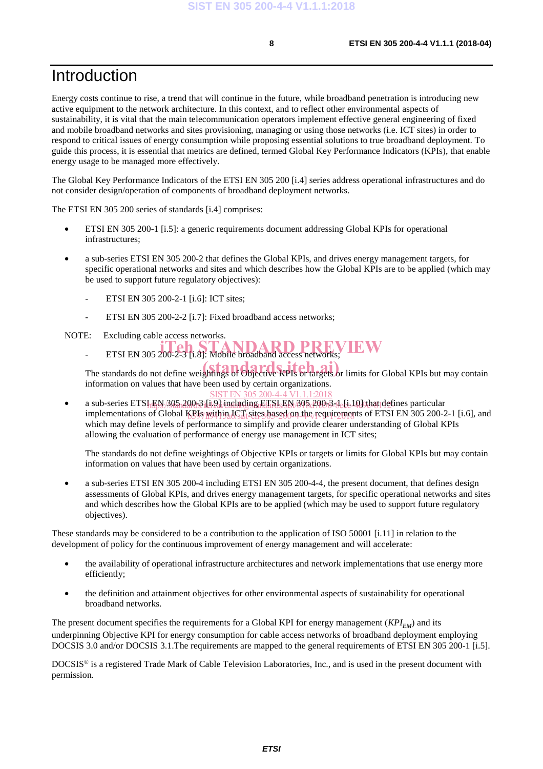# Introduction

Energy costs continue to rise, a trend that will continue in the future, while broadband penetration is introducing new active equipment to the network architecture. In this context, and to reflect other environmental aspects of sustainability, it is vital that the main telecommunication operators implement effective general engineering of fixed and mobile broadband networks and sites provisioning, managing or using those networks (i.e. ICT sites) in order to respond to critical issues of energy consumption while proposing essential solutions to true broadband deployment. To guide this process, it is essential that metrics are defined, termed Global Key Performance Indicators (KPIs), that enable energy usage to be managed more effectively.

The Global Key Performance Indicators of the ETSI EN 305 200 [i.4] series address operational infrastructures and do not consider design/operation of components of broadband deployment networks.

The ETSI EN 305 200 series of standards [i.4] comprises:

- ETSI EN 305 200-1 [i.5]: a generic requirements document addressing Global KPIs for operational infrastructures;
- a sub-series ETSI EN 305 200-2 that defines the Global KPIs, and drives energy management targets, for specific operational networks and sites and which describes how the Global KPIs are to be applied (which may be used to support future regulatory objectives):
  - ETSI EN 305 200-2-1 [i.6]: ICT sites;
  - ETSI EN 305 200-2-2 [i.7]: Fixed broadband access networks;

NOTE: Excluding cable access networks.

  - ETSI EN 305 200-2-3 [i.8]: Mobile broadband access networks;

  The standards do not define weightings of Objective KPIs or targets or limits for Global KPIs but may contain information on values that have been used by certain organizations.

- a sub-series ETSI EN 305 200-3 [i.9] including ETSI EN 305 200-3-1 [i.10] that defines particular implementations of Global KPIs within ICT sites based on the requirements of ETSI EN 305 200-2-1 [i.6], and which may define levels of performance to simplify and provide clearer understanding of Global KPIs allowing the evaluation of performance of energy use management in ICT sites;

  The standards do not define weightings of Objective KPIs or targets or limits for Global KPIs but may contain information on values that have been used by certain organizations.

- a sub-series ETSI EN 305 200-4 including ETSI EN 305 200-4-4, the present document, that defines design assessments of Global KPIs, and drives energy management targets, for specific operational networks and sites and which describes how the Global KPIs are to be applied (which may be used to support future regulatory objectives).

These standards may be considered to be a contribution to the application of ISO 50001 [i.11] in relation to the development of policy for the continuous improvement of energy management and will accelerate:

- the availability of operational infrastructure architectures and network implementations that use energy more efficiently;
- the definition and attainment objectives for other environmental aspects of sustainability for operational broadband networks.

The present document specifies the requirements for a Global KPI for energy management ($KPI_{EM}$) and its underpinning Objective KPI for energy consumption for cable access networks of broadband deployment employing DOCSIS 3.0 and/or DOCSIS 3.1.The requirements are mapped to the general requirements of ETSI EN 305 200-1 [i.5].

DOCSIS® is a registered Trade Mark of Cable Television Laboratories, Inc., and is used in the present document with permission.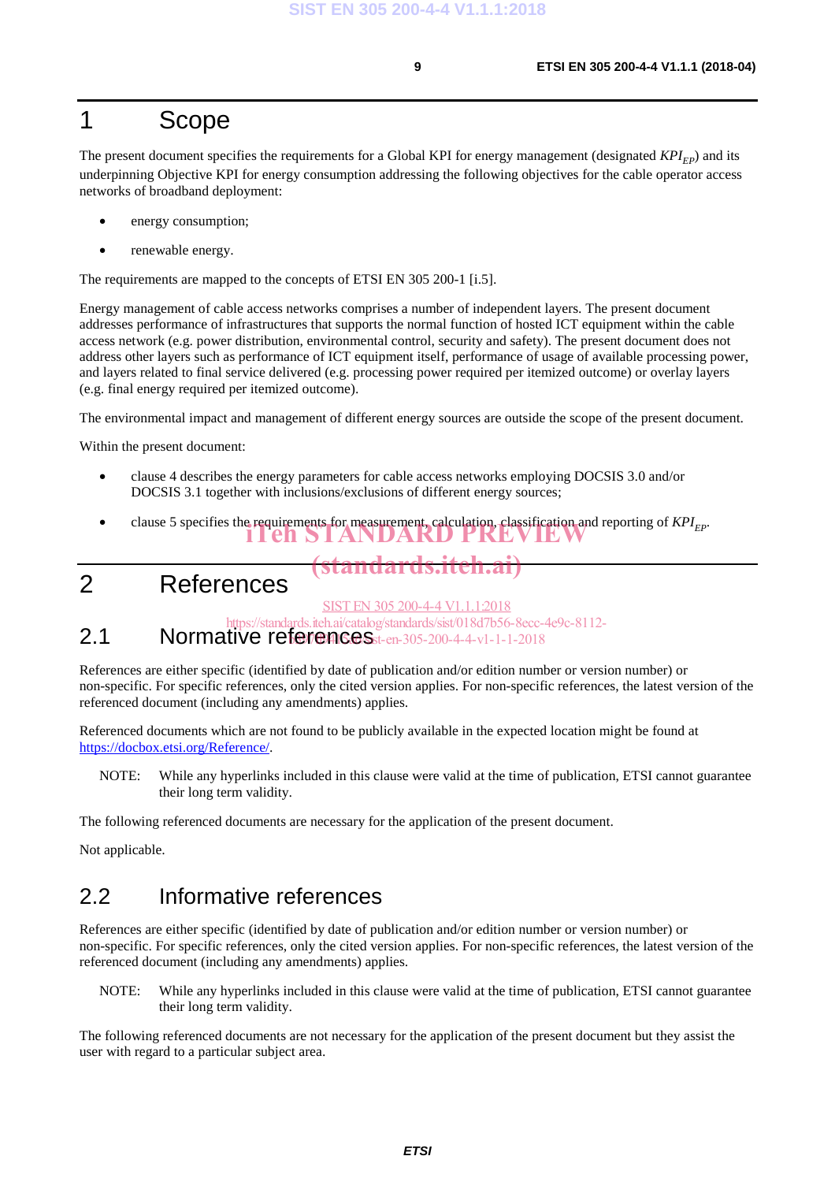# 1 Scope

The present document specifies the requirements for a Global KPI for energy management (designated $KPI_{EP}$) and its underpinning Objective KPI for energy consumption addressing the following objectives for the cable operator access networks of broadband deployment:

- energy consumption;
- renewable energy.

The requirements are mapped to the concepts of ETSI EN 305 200-1 [i.5].

Energy management of cable access networks comprises a number of independent layers. The present document addresses performance of infrastructures that supports the normal function of hosted ICT equipment within the cable access network (e.g. power distribution, environmental control, security and safety). The present document does not address other layers such as performance of ICT equipment itself, performance of usage of available processing power, and layers related to final service delivered (e.g. processing power required per itemized outcome) or overlay layers (e.g. final energy required per itemized outcome).

The environmental impact and management of different energy sources are outside the scope of the present document.

Within the present document:

- clause 4 describes the energy parameters for cable access networks employing DOCSIS 3.0 and/or DOCSIS 3.1 together with inclusions/exclusions of different energy sources;
- clause 5 specifies the requirements for measurement, calculation, classification and reporting of $KPI_{EP}$.

# 2 References

## 2.1 Normative references

References are either specific (identified by date of publication and/or edition number or version number) or non-specific. For specific references, only the cited version applies. For non-specific references, the latest version of the referenced document (including any amendments) applies.

Referenced documents which are not found to be publicly available in the expected location might be found at https://docbox.etsi.org/Reference/.

NOTE: While any hyperlinks included in this clause were valid at the time of publication, ETSI cannot guarantee their long term validity.

The following referenced documents are necessary for the application of the present document.

Not applicable.

## 2.2 Informative references

References are either specific (identified by date of publication and/or edition number or version number) or non-specific. For specific references, only the cited version applies. For non-specific references, the latest version of the referenced document (including any amendments) applies.

NOTE: While any hyperlinks included in this clause were valid at the time of publication, ETSI cannot guarantee their long term validity.

The following referenced documents are not necessary for the application of the present document but they assist the user with regard to a particular subject area.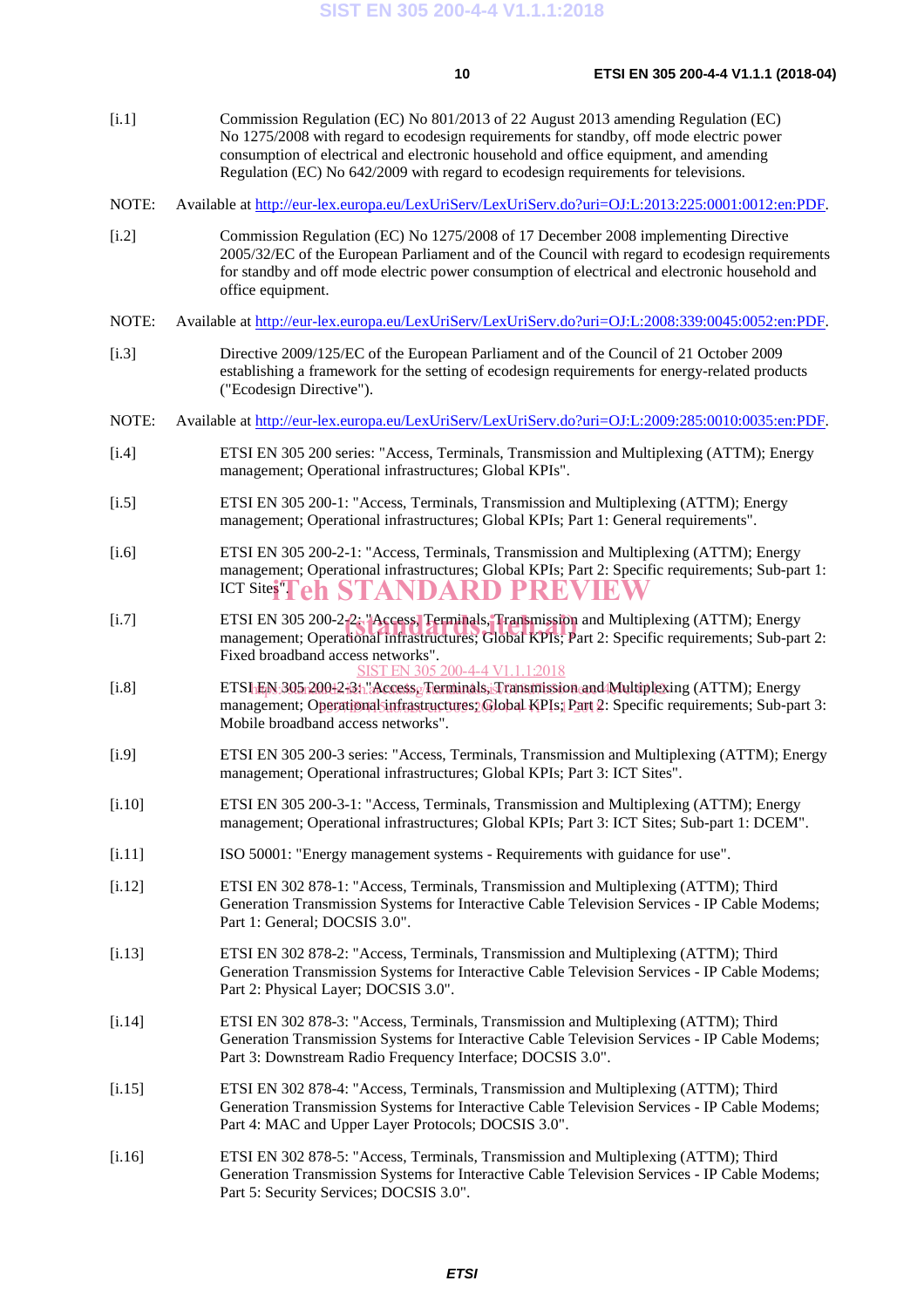[i.1] Commission Regulation (EC) No 801/2013 of 22 August 2013 amending Regulation (EC) No 1275/2008 with regard to ecodesign requirements for standby, off mode electric power consumption of electrical and electronic household and office equipment, and amending Regulation (EC) No 642/2009 with regard to ecodesign requirements for televisions.

NOTE: Available at http://eur-lex.europa.eu/LexUriServ/LexUriServ.do?uri=OJ:L:2013:225:0001:0012:en:PDF.

[i.2] Commission Regulation (EC) No 1275/2008 of 17 December 2008 implementing Directive 2005/32/EC of the European Parliament and of the Council with regard to ecodesign requirements for standby and off mode electric power consumption of electrical and electronic household and office equipment.

NOTE: Available at http://eur-lex.europa.eu/LexUriServ/LexUriServ.do?uri=OJ:L:2008:339:0045:0052:en:PDF.

[i.3] Directive 2009/125/EC of the European Parliament and of the Council of 21 October 2009 establishing a framework for the setting of ecodesign requirements for energy-related products ("Ecodesign Directive").

NOTE: Available at http://eur-lex.europa.eu/LexUriServ/LexUriServ.do?uri=OJ:L:2009:285:0010:0035:en:PDF.

[i.4] ETSI EN 305 200 series: "Access, Terminals, Transmission and Multiplexing (ATTM); Energy management; Operational infrastructures; Global KPIs".

[i.5] ETSI EN 305 200-1: "Access, Terminals, Transmission and Multiplexing (ATTM); Energy management; Operational infrastructures; Global KPIs; Part 1: General requirements".

[i.6] ETSI EN 305 200-2-1: "Access, Terminals, Transmission and Multiplexing (ATTM); Energy management; Operational infrastructures; Global KPIs; Part 2: Specific requirements; Sub-part 1: ICT Sites".

[i.7] ETSI EN 305 200-2-2: "Access, Terminals, Transmission and Multiplexing (ATTM); Energy management; Operational infrastructures; Global KPIs; Part 2: Specific requirements; Sub-part 2: Fixed broadband access networks".

[i.8] ETSI EN 305 200-2-3: "Access, Terminals, Transmission and Multiplexing (ATTM); Energy management; Operational infrastructures; Global KPIs; Part 2: Specific requirements; Sub-part 3: Mobile broadband access networks".

[i.9] ETSI EN 305 200-3 series: "Access, Terminals, Transmission and Multiplexing (ATTM); Energy management; Operational infrastructures; Global KPIs; Part 3: ICT Sites".

[i.10] ETSI EN 305 200-3-1: "Access, Terminals, Transmission and Multiplexing (ATTM); Energy management; Operational infrastructures; Global KPIs; Part 3: ICT Sites; Sub-part 1: DCEM".

[i.11] ISO 50001: "Energy management systems - Requirements with guidance for use".

[i.12] ETSI EN 302 878-1: "Access, Terminals, Transmission and Multiplexing (ATTM); Third Generation Transmission Systems for Interactive Cable Television Services - IP Cable Modems; Part 1: General; DOCSIS 3.0".

[i.13] ETSI EN 302 878-2: "Access, Terminals, Transmission and Multiplexing (ATTM); Third Generation Transmission Systems for Interactive Cable Television Services - IP Cable Modems; Part 2: Physical Layer; DOCSIS 3.0".

[i.14] ETSI EN 302 878-3: "Access, Terminals, Transmission and Multiplexing (ATTM); Third Generation Transmission Systems for Interactive Cable Television Services - IP Cable Modems; Part 3: Downstream Radio Frequency Interface; DOCSIS 3.0".

[i.15] ETSI EN 302 878-4: "Access, Terminals, Transmission and Multiplexing (ATTM); Third Generation Transmission Systems for Interactive Cable Television Services - IP Cable Modems; Part 4: MAC and Upper Layer Protocols; DOCSIS 3.0".

[i.16] ETSI EN 302 878-5: "Access, Terminals, Transmission and Multiplexing (ATTM); Third Generation Transmission Systems for Interactive Cable Television Services - IP Cable Modems; Part 5: Security Services; DOCSIS 3.0".